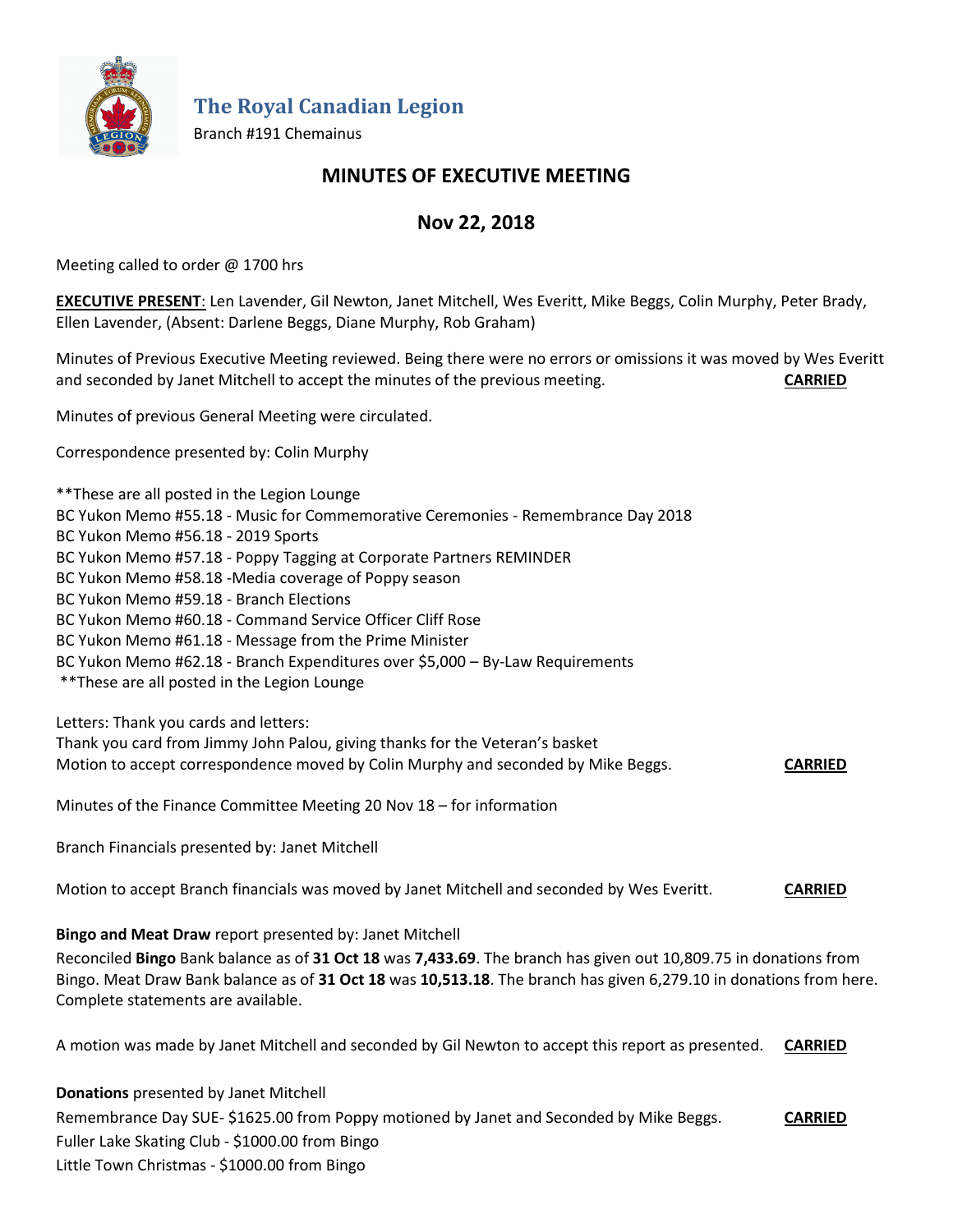# The Royal Canadian Legion

Branch #191 Chemainus

## MINUTES OF EXECUTIVE MEETING

## Nov 22, 2018

Meeting called to order @ 1700 hrs

**EXECUTIVE PRESENT**: Len Lavender, Gil Newton, Janet Mitchell, Wes Everitt, Mike Beggs, Colin Murphy, Peter Brady, Ellen Lavender, (Absent: Darlene Beggs, Diane Murphy, Rob Graham)

Minutes of Previous Executive Meeting reviewed. Being there were no errors or omissions it was moved by Wes Everitt and seconded by Janet Mitchell to accept the minutes of the previous meeting. **CARRIED**

Minutes of previous General Meeting were circulated.

Correspondence presented by: Colin Murphy

**These are all posted in the Legion Lounge
BC Yukon Memo #55.18 - Music for Commemorative Ceremonies - Remembrance Day 2018
BC Yukon Memo #56.18 - 2019 Sports
BC Yukon Memo #57.18 - Poppy Tagging at Corporate Partners REMINDER
BC Yukon Memo #58.18 -Media coverage of Poppy season
BC Yukon Memo #59.18 - Branch Elections
BC Yukon Memo #60.18 - Command Service Officer Cliff Rose
BC Yukon Memo #61.18 - Message from the Prime Minister
BC Yukon Memo #62.18 - Branch Expenditures over $5,000 – By-Law Requirements
**These are all posted in the Legion Lounge

Letters: Thank you cards and letters:
Thank you card from Jimmy John Palou, giving thanks for the Veteran's basket
Motion to accept correspondence moved by Colin Murphy and seconded by Mike Beggs. **CARRIED**

Minutes of the Finance Committee Meeting 20 Nov 18 – for information

Branch Financials presented by: Janet Mitchell

Motion to accept Branch financials was moved by Janet Mitchell and seconded by Wes Everitt. **CARRIED**

**Bingo and Meat Draw** report presented by: Janet Mitchell

Reconciled **Bingo** Bank balance as of **31 Oct 18** was **7,433.69**. The branch has given out 10,809.75 in donations from Bingo. Meat Draw Bank balance as of **31 Oct 18** was **10,513.18**. The branch has given 6,279.10 in donations from here. Complete statements are available.

A motion was made by Janet Mitchell and seconded by Gil Newton to accept this report as presented. **CARRIED**

**Donations** presented by Janet Mitchell

Remembrance Day SUE- $1625.00 from Poppy motioned by Janet and Seconded by Mike Beggs. **CARRIED**
Fuller Lake Skating Club - $1000.00 from Bingo
Little Town Christmas - $1000.00 from Bingo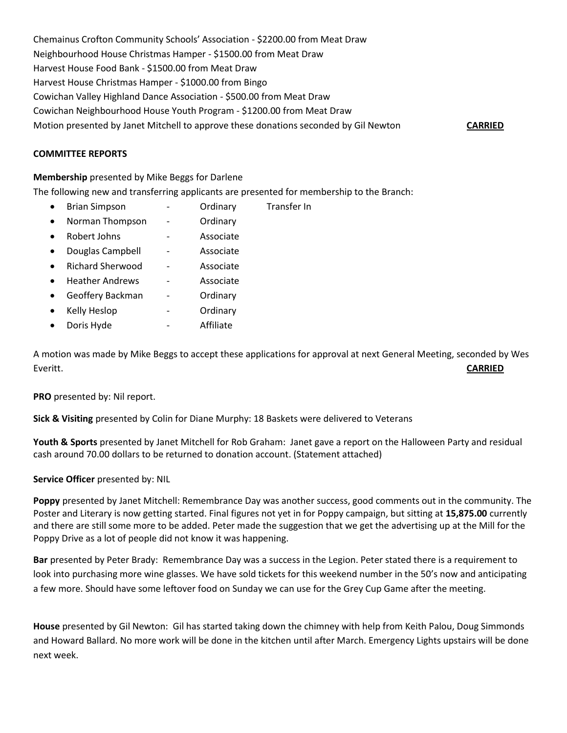Chemainus Crofton Community Schools' Association - $2200.00 from Meat Draw
Neighbourhood House Christmas Hamper - $1500.00 from Meat Draw
Harvest House Food Bank - $1500.00 from Meat Draw
Harvest House Christmas Hamper - $1000.00 from Bingo
Cowichan Valley Highland Dance Association - $500.00 from Meat Draw
Cowichan Neighbourhood House Youth Program - $1200.00 from Meat Draw
Motion presented by Janet Mitchell to approve these donations seconded by Gil Newton **CARRIED**

**COMMITTEE REPORTS**

**Membership** presented by Mike Beggs for Darlene

The following new and transferring applicants are presented for membership to the Branch:

- Brian Simpson - Ordinary Transfer In
- Norman Thompson - Ordinary
- Robert Johns - Associate
- Douglas Campbell - Associate
- Richard Sherwood - Associate
- Heather Andrews - Associate
- Geoffery Backman - Ordinary
- Kelly Heslop - Ordinary
- Doris Hyde - Affiliate

A motion was made by Mike Beggs to accept these applications for approval at next General Meeting, seconded by Wes Everitt. **CARRIED**

**PRO** presented by: Nil report.

**Sick & Visiting** presented by Colin for Diane Murphy: 18 Baskets were delivered to Veterans

**Youth & Sports** presented by Janet Mitchell for Rob Graham: Janet gave a report on the Halloween Party and residual cash around 70.00 dollars to be returned to donation account. (Statement attached)

**Service Officer** presented by: NIL

**Poppy** presented by Janet Mitchell: Remembrance Day was another success, good comments out in the community. The Poster and Literary is now getting started. Final figures not yet in for Poppy campaign, but sitting at **15,875.00** currently and there are still some more to be added. Peter made the suggestion that we get the advertising up at the Mill for the Poppy Drive as a lot of people did not know it was happening.

**Bar** presented by Peter Brady: Remembrance Day was a success in the Legion. Peter stated there is a requirement to look into purchasing more wine glasses. We have sold tickets for this weekend number in the 50's now and anticipating a few more. Should have some leftover food on Sunday we can use for the Grey Cup Game after the meeting.

**House** presented by Gil Newton: Gil has started taking down the chimney with help from Keith Palou, Doug Simmonds and Howard Ballard. No more work will be done in the kitchen until after March. Emergency Lights upstairs will be done next week.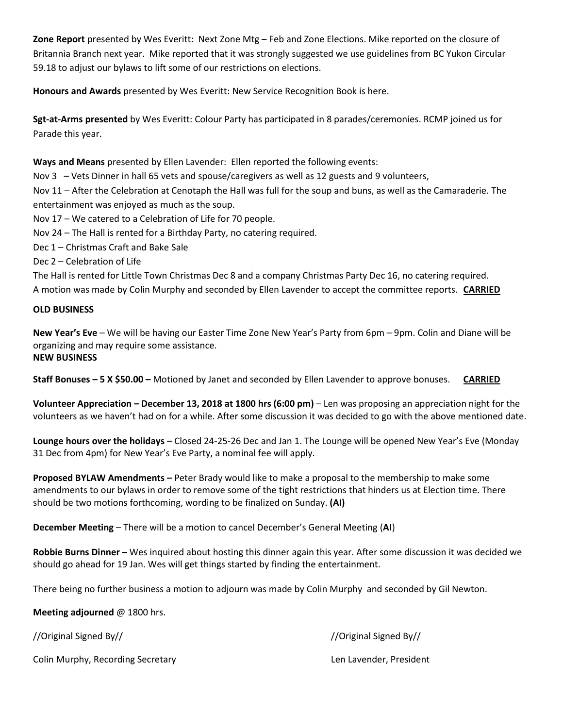**Zone Report** presented by Wes Everitt: Next Zone Mtg – Feb and Zone Elections. Mike reported on the closure of Britannia Branch next year. Mike reported that it was strongly suggested we use guidelines from BC Yukon Circular 59.18 to adjust our bylaws to lift some of our restrictions on elections.

**Honours and Awards** presented by Wes Everitt: New Service Recognition Book is here.

**Sgt-at-Arms presented** by Wes Everitt: Colour Party has participated in 8 parades/ceremonies. RCMP joined us for Parade this year.

**Ways and Means** presented by Ellen Lavender: Ellen reported the following events:

Nov 3 – Vets Dinner in hall 65 vets and spouse/caregivers as well as 12 guests and 9 volunteers,

Nov 11 – After the Celebration at Cenotaph the Hall was full for the soup and buns, as well as the Camaraderie. The entertainment was enjoyed as much as the soup.

Nov 17 – We catered to a Celebration of Life for 70 people.

Nov 24 – The Hall is rented for a Birthday Party, no catering required.

Dec 1 – Christmas Craft and Bake Sale

Dec 2 – Celebration of Life

The Hall is rented for Little Town Christmas Dec 8 and a company Christmas Party Dec 16, no catering required.

A motion was made by Colin Murphy and seconded by Ellen Lavender to accept the committee reports. **CARRIED**

**OLD BUSINESS**

**New Year's Eve** – We will be having our Easter Time Zone New Year's Party from 6pm – 9pm. Colin and Diane will be organizing and may require some assistance.

**NEW BUSINESS**

**Staff Bonuses – 5 X $50.00 –** Motioned by Janet and seconded by Ellen Lavender to approve bonuses. **CARRIED**

**Volunteer Appreciation – December 13, 2018 at 1800 hrs (6:00 pm)** – Len was proposing an appreciation night for the volunteers as we haven't had on for a while. After some discussion it was decided to go with the above mentioned date.

**Lounge hours over the holidays** – Closed 24-25-26 Dec and Jan 1. The Lounge will be opened New Year's Eve (Monday 31 Dec from 4pm) for New Year's Eve Party, a nominal fee will apply.

**Proposed BYLAW Amendments –** Peter Brady would like to make a proposal to the membership to make some amendments to our bylaws in order to remove some of the tight restrictions that hinders us at Election time. There should be two motions forthcoming, wording to be finalized on Sunday. **(AI)**

**December Meeting** – There will be a motion to cancel December's General Meeting (**AI**)

**Robbie Burns Dinner –** Wes inquired about hosting this dinner again this year. After some discussion it was decided we should go ahead for 19 Jan. Wes will get things started by finding the entertainment.

There being no further business a motion to adjourn was made by Colin Murphy and seconded by Gil Newton.

**Meeting adjourned** @ 1800 hrs.

//Original Signed By//

Colin Murphy, Recording Secretary

//Original Signed By//

Len Lavender, President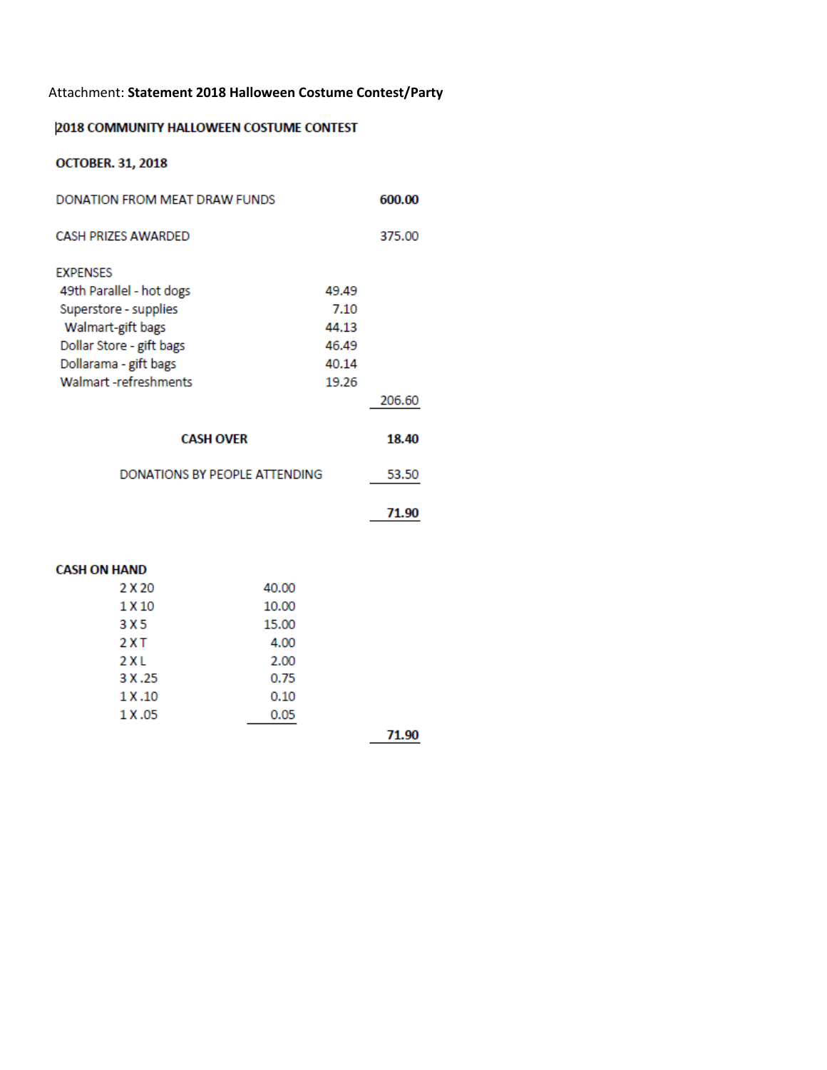Attachment: **Statement 2018 Halloween Costume Contest/Party**

**2018 COMMUNITY HALLOWEEN COSTUME CONTEST**

**OCTOBER. 31, 2018**

| | | |
|---|---|---|
| DONATION FROM MEAT DRAW FUNDS | | **600.00** |
| CASH PRIZES AWARDED | | 375.00 |
| EXPENSES | | |
| 49th Parallel - hot dogs | 49.49 | |
| Superstore - supplies | 7.10 | |
| Walmart-gift bags | 44.13 | |
| Dollar Store - gift bags | 46.49 | |
| Dollarama - gift bags | 40.14 | |
| Walmart -refreshments | 19.26 | |
| | | 206.60 |
| **CASH OVER** | | **18.40** |
| DONATIONS BY PEOPLE ATTENDING | | 53.50 |
| | | **71.90** |

**CASH ON HAND**

| | | |
|---|---|---|
| 2 X 20 | 40.00 | |
| 1 X 10 | 10.00 | |
| 3 X 5 | 15.00 | |
| 2 X T | 4.00 | |
| 2 X L | 2.00 | |
| 3 X .25 | 0.75 | |
| 1 X .10 | 0.10 | |
| 1 X .05 | 0.05 | |
| | | **71.90** |